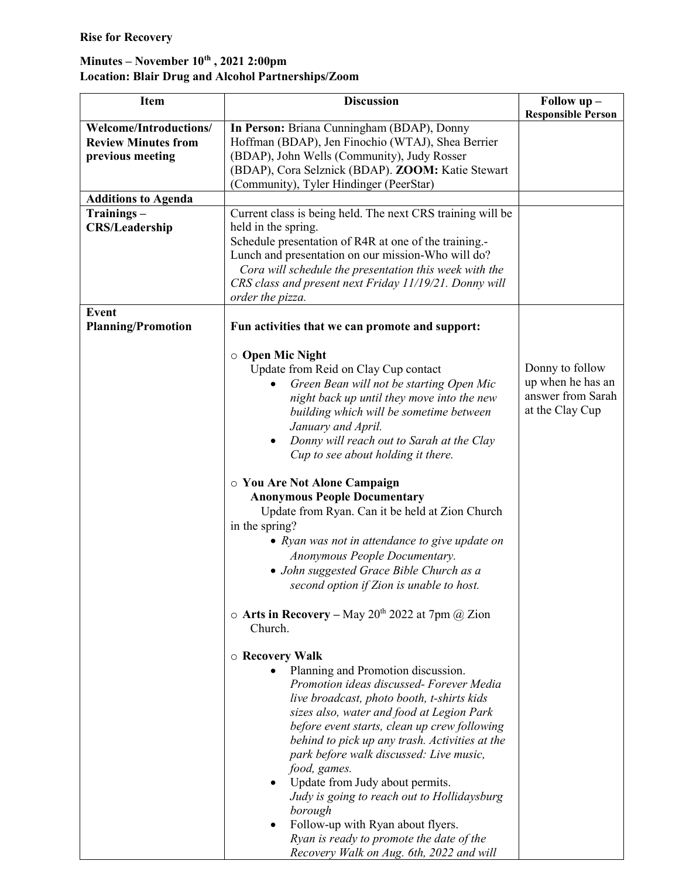**Rise for Recovery**

**Minutes – November 10th , 2021 2:00pm**
**Location: Blair Drug and Alcohol Partnerships/Zoom**

| Item | Discussion | Follow up – Responsible Person |
|---|---|---|
| **Welcome/Introductions/ Review Minutes from previous meeting** | **In Person:** Briana Cunningham (BDAP), Donny Hoffman (BDAP), Jen Finochio (WTAJ), Shea Berrier (BDAP), John Wells (Community), Judy Rosser (BDAP), Cora Selznick (BDAP). **ZOOM:** Katie Stewart (Community), Tyler Hindinger (PeerStar) | |
| **Additions to Agenda** | | |
| **Trainings – CRS/Leadership** | Current class is being held. The next CRS training will be held in the spring.<br>Schedule presentation of R4R at one of the training.-Lunch and presentation on our mission-Who will do?<br>*Cora will schedule the presentation this week with the CRS class and present next Friday 11/19/21. Donny will order the pizza.* | |
| **Event Planning/Promotion** | **Fun activities that we can promote and support:**<br><br>○ **Open Mic Night**<br>Update from Reid on Clay Cup contact<br>• *Green Bean will not be starting Open Mic night back up until they move into the new building which will be sometime between January and April.*<br>• *Donny will reach out to Sarah at the Clay Cup to see about holding it there.*<br><br>○ **You Are Not Alone Campaign**<br>**Anonymous People Documentary**<br>Update from Ryan. Can it be held at Zion Church in the spring?<br>• *Ryan was not in attendance to give update on Anonymous People Documentary.*<br>• *John suggested Grace Bible Church as a second option if Zion is unable to host.*<br><br>○ **Arts in Recovery –** May 20th 2022 at 7pm @ Zion Church.<br><br>○ **Recovery Walk**<br>• Planning and Promotion discussion. *Promotion ideas discussed- Forever Media live broadcast, photo booth, t-shirts kids sizes also, water and food at Legion Park before event starts, clean up crew following behind to pick up any trash. Activities at the park before walk discussed: Live music, food, games.*<br>• Update from Judy about permits. *Judy is going to reach out to Hollidaysburg borough*<br>• Follow-up with Ryan about flyers. *Ryan is ready to promote the date of the Recovery Walk on Aug. 6th, 2022 and will* | Donny to follow up when he has an answer from Sarah at the Clay Cup |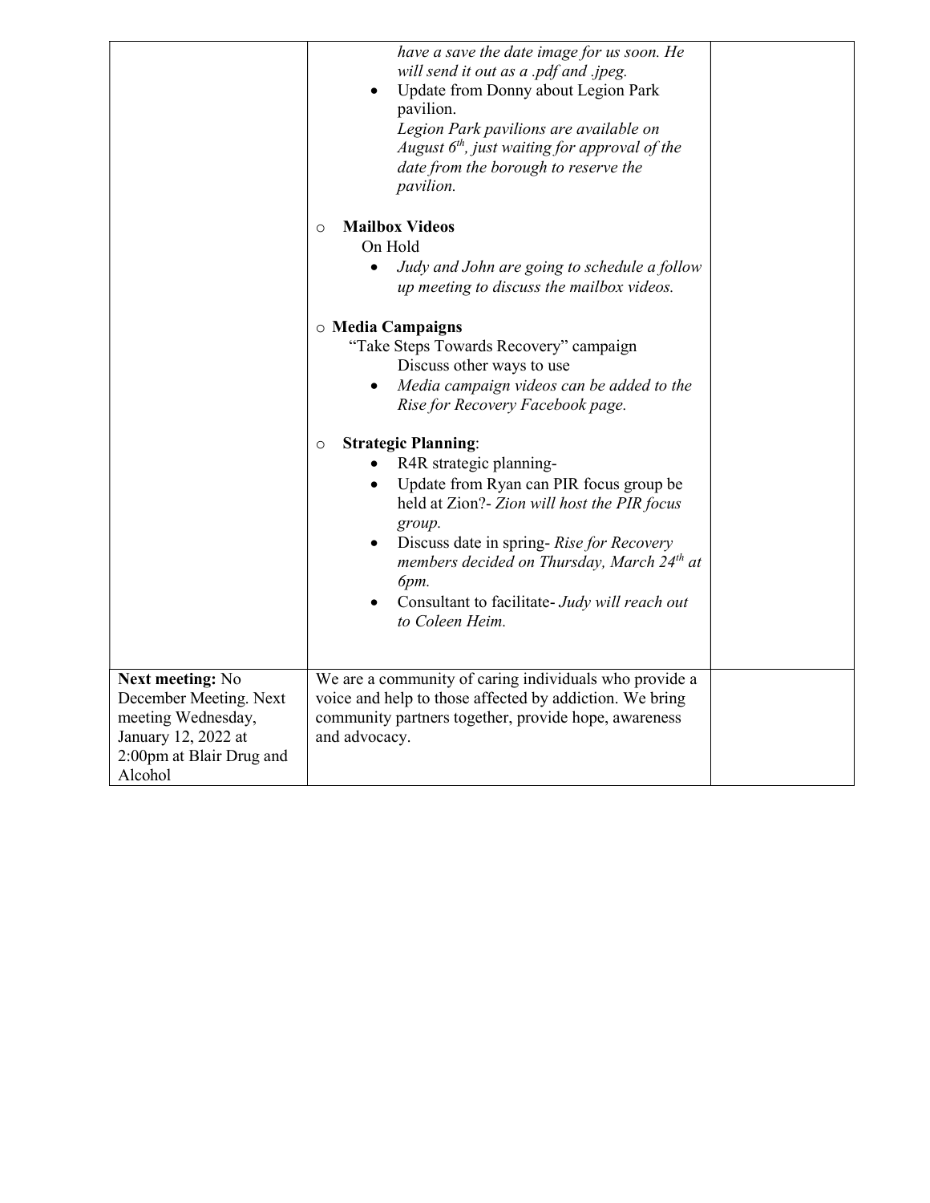| | | |
|---|---|---|
| | *have a save the date image for us soon. He will send it out as a .pdf and .jpeg.*<br>• Update from Donny about Legion Park pavilion.<br>*Legion Park pavilions are available on August 6th, just waiting for approval of the date from the borough to reserve the pavilion.*<br><br>○ **Mailbox Videos**<br>On Hold<br>• *Judy and John are going to schedule a follow up meeting to discuss the mailbox videos.*<br><br>○ **Media Campaigns**<br>"Take Steps Towards Recovery" campaign<br>Discuss other ways to use<br>• *Media campaign videos can be added to the Rise for Recovery Facebook page.*<br><br>○ **Strategic Planning**:<br>• R4R strategic planning-<br>• Update from Ryan can PIR focus group be held at Zion?- *Zion will host the PIR focus group.*<br>• Discuss date in spring- *Rise for Recovery members decided on Thursday, March 24th at 6pm.*<br>• Consultant to facilitate- *Judy will reach out to Coleen Heim.* | |
| **Next meeting:** No December Meeting. Next meeting Wednesday, January 12, 2022 at 2:00pm at Blair Drug and Alcohol | We are a community of caring individuals who provide a voice and help to those affected by addiction. We bring community partners together, provide hope, awareness and advocacy. | |